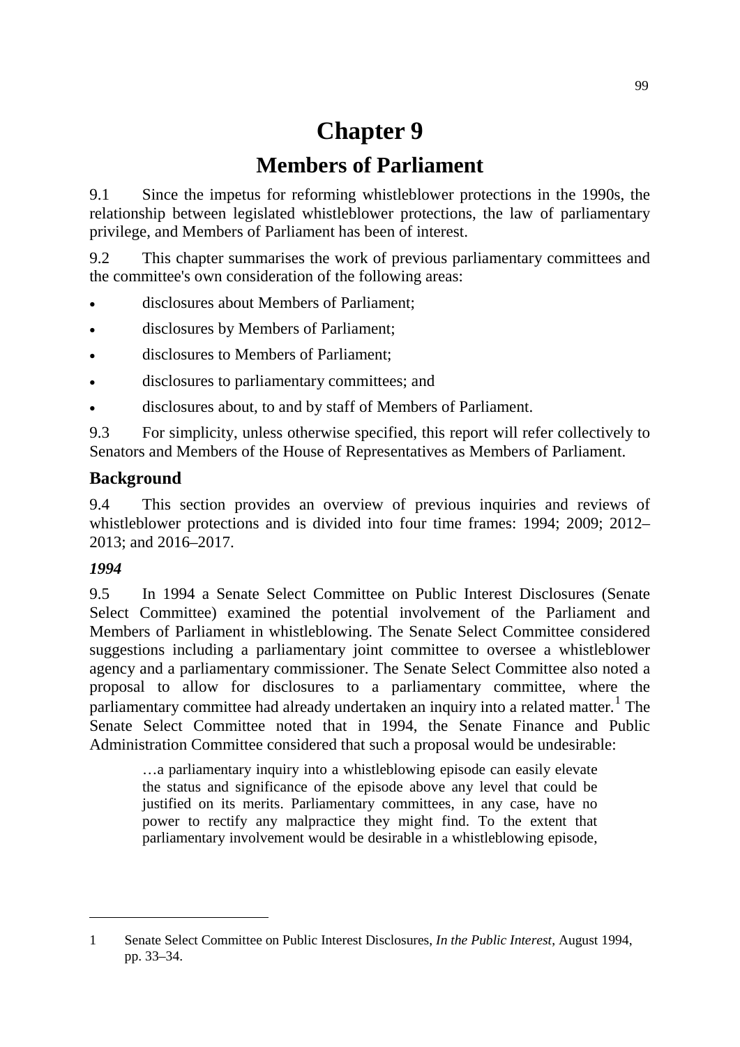# Chapter 9

# Members of Parliament

9.1 Since the impetus for reforming whistleblower protections in the 1990s, the relationship between legislated whistleblower protections, the law of parliamentary privilege, and Members of Parliament has been of interest.

9.2 This chapter summarises the work of previous parliamentary committees and the committee's own consideration of the following areas:

- disclosures about Members of Parliament;
- disclosures by Members of Parliament;
- disclosures to Members of Parliament;
- disclosures to parliamentary committees; and
- disclosures about, to and by staff of Members of Parliament.

9.3 For simplicity, unless otherwise specified, this report will refer collectively to Senators and Members of the House of Representatives as Members of Parliament.

## Background

9.4 This section provides an overview of previous inquiries and reviews of whistleblower protections and is divided into four time frames: 1994; 2009; 2012–2013; and 2016–2017.

### *1994*

9.5 In 1994 a Senate Select Committee on Public Interest Disclosures (Senate Select Committee) examined the potential involvement of the Parliament and Members of Parliament in whistleblowing. The Senate Select Committee considered suggestions including a parliamentary joint committee to oversee a whistleblower agency and a parliamentary commissioner. The Senate Select Committee also noted a proposal to allow for disclosures to a parliamentary committee, where the parliamentary committee had already undertaken an inquiry into a related matter.[1] The Senate Select Committee noted that in 1994, the Senate Finance and Public Administration Committee considered that such a proposal would be undesirable:

> …a parliamentary inquiry into a whistleblowing episode can easily elevate the status and significance of the episode above any level that could be justified on its merits. Parliamentary committees, in any case, have no power to rectify any malpractice they might find. To the extent that parliamentary involvement would be desirable in a whistleblowing episode,

---

1 Senate Select Committee on Public Interest Disclosures, *In the Public Interest*, August 1994, pp. 33–34.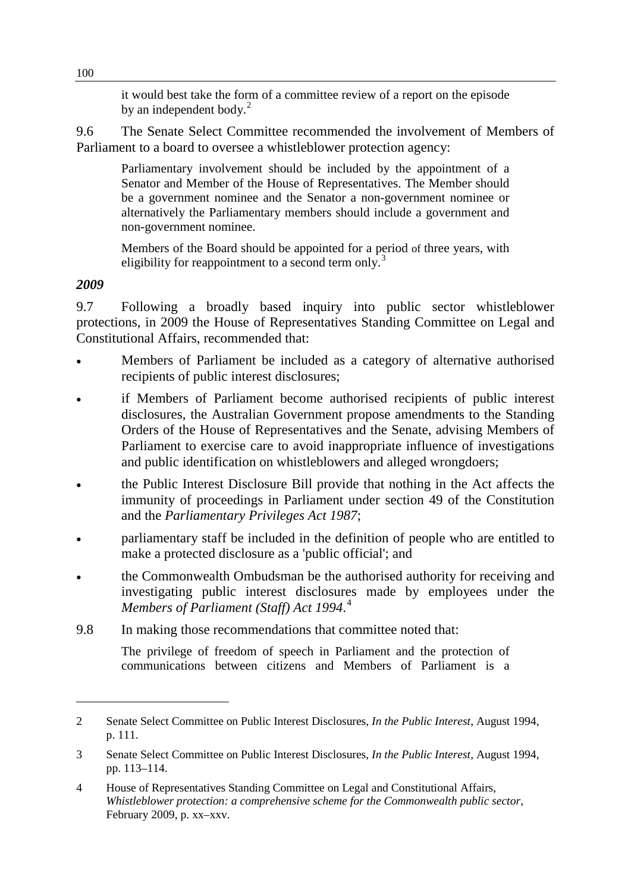> it would best take the form of a committee review of a report on the episode by an independent body.[2]

9.6 The Senate Select Committee recommended the involvement of Members of Parliament to a board to oversee a whistleblower protection agency:

> Parliamentary involvement should be included by the appointment of a Senator and Member of the House of Representatives. The Member should be a government nominee and the Senator a non-government nominee or alternatively the Parliamentary members should include a government and non-government nominee.
>
> Members of the Board should be appointed for a period of three years, with eligibility for reappointment to a second term only.[3]

### *2009*

9.7 Following a broadly based inquiry into public sector whistleblower protections, in 2009 the House of Representatives Standing Committee on Legal and Constitutional Affairs, recommended that:

- Members of Parliament be included as a category of alternative authorised recipients of public interest disclosures;
- if Members of Parliament become authorised recipients of public interest disclosures, the Australian Government propose amendments to the Standing Orders of the House of Representatives and the Senate, advising Members of Parliament to exercise care to avoid inappropriate influence of investigations and public identification on whistleblowers and alleged wrongdoers;
- the Public Interest Disclosure Bill provide that nothing in the Act affects the immunity of proceedings in Parliament under section 49 of the Constitution and the *Parliamentary Privileges Act 1987*;
- parliamentary staff be included in the definition of people who are entitled to make a protected disclosure as a 'public official'; and
- the Commonwealth Ombudsman be the authorised authority for receiving and investigating public interest disclosures made by employees under the *Members of Parliament (Staff) Act 1994*.[4]

9.8 In making those recommendations that committee noted that:

> The privilege of freedom of speech in Parliament and the protection of communications between citizens and Members of Parliament is a

---

2 Senate Select Committee on Public Interest Disclosures, *In the Public Interest*, August 1994, p. 111.

3 Senate Select Committee on Public Interest Disclosures, *In the Public Interest*, August 1994, pp. 113–114.

4 House of Representatives Standing Committee on Legal and Constitutional Affairs, *Whistleblower protection: a comprehensive scheme for the Commonwealth public sector*, February 2009, p. xx–xxv.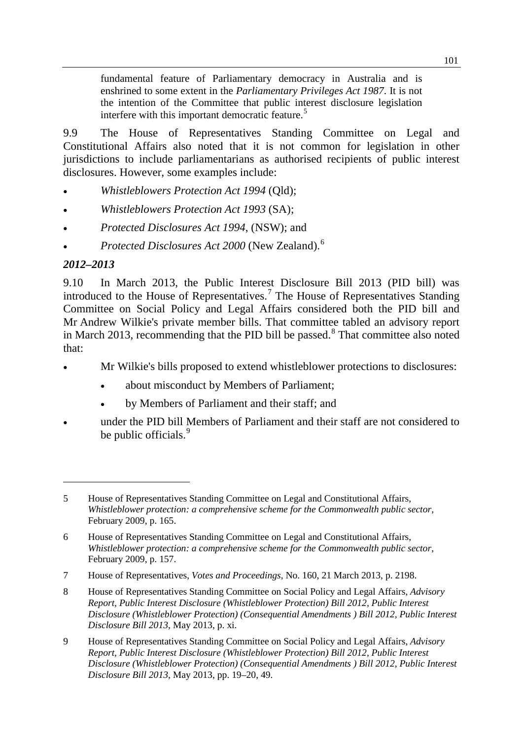> fundamental feature of Parliamentary democracy in Australia and is enshrined to some extent in the *Parliamentary Privileges Act 1987*. It is not the intention of the Committee that public interest disclosure legislation interfere with this important democratic feature.[5]

9.9 The House of Representatives Standing Committee on Legal and Constitutional Affairs also noted that it is not common for legislation in other jurisdictions to include parliamentarians as authorised recipients of public interest disclosures. However, some examples include:

- *Whistleblowers Protection Act 1994* (Qld);
- *Whistleblowers Protection Act 1993* (SA);
- *Protected Disclosures Act 1994*, (NSW); and
- *Protected Disclosures Act 2000* (New Zealand).[6]

### *2012–2013*

9.10 In March 2013, the Public Interest Disclosure Bill 2013 (PID bill) was introduced to the House of Representatives.[7] The House of Representatives Standing Committee on Social Policy and Legal Affairs considered both the PID bill and Mr Andrew Wilkie's private member bills. That committee tabled an advisory report in March 2013, recommending that the PID bill be passed.[8] That committee also noted that:

- Mr Wilkie's bills proposed to extend whistleblower protections to disclosures:
  - about misconduct by Members of Parliament;
  - by Members of Parliament and their staff; and
- under the PID bill Members of Parliament and their staff are not considered to be public officials.[9]

---

5 House of Representatives Standing Committee on Legal and Constitutional Affairs, *Whistleblower protection: a comprehensive scheme for the Commonwealth public sector*, February 2009, p. 165.

6 House of Representatives Standing Committee on Legal and Constitutional Affairs, *Whistleblower protection: a comprehensive scheme for the Commonwealth public sector*, February 2009, p. 157.

7 House of Representatives, *Votes and Proceedings*, No. 160, 21 March 2013, p. 2198.

8 House of Representatives Standing Committee on Social Policy and Legal Affairs, *Advisory Report, Public Interest Disclosure (Whistleblower Protection) Bill 2012, Public Interest Disclosure (Whistleblower Protection) (Consequential Amendments ) Bill 2012, Public Interest Disclosure Bill 2013*, May 2013, p. xi.

9 House of Representatives Standing Committee on Social Policy and Legal Affairs, *Advisory Report, Public Interest Disclosure (Whistleblower Protection) Bill 2012, Public Interest Disclosure (Whistleblower Protection) (Consequential Amendments ) Bill 2012, Public Interest Disclosure Bill 2013*, May 2013, pp. 19–20, 49.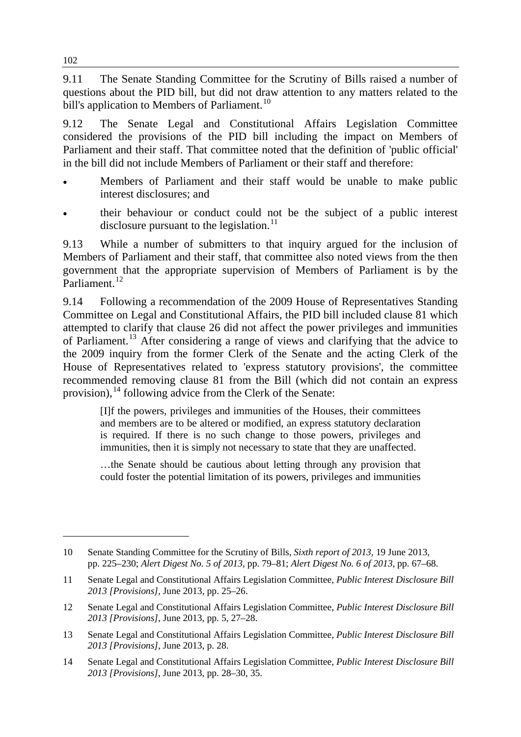9.11 The Senate Standing Committee for the Scrutiny of Bills raised a number of questions about the PID bill, but did not draw attention to any matters related to the bill's application to Members of Parliament.[10]

9.12 The Senate Legal and Constitutional Affairs Legislation Committee considered the provisions of the PID bill including the impact on Members of Parliament and their staff. That committee noted that the definition of 'public official' in the bill did not include Members of Parliament or their staff and therefore:

- Members of Parliament and their staff would be unable to make public interest disclosures; and
- their behaviour or conduct could not be the subject of a public interest disclosure pursuant to the legislation.[11]

9.13 While a number of submitters to that inquiry argued for the inclusion of Members of Parliament and their staff, that committee also noted views from the then government that the appropriate supervision of Members of Parliament is by the Parliament.[12]

9.14 Following a recommendation of the 2009 House of Representatives Standing Committee on Legal and Constitutional Affairs, the PID bill included clause 81 which attempted to clarify that clause 26 did not affect the power privileges and immunities of Parliament.[13] After considering a range of views and clarifying that the advice to the 2009 inquiry from the former Clerk of the Senate and the acting Clerk of the House of Representatives related to 'express statutory provisions', the committee recommended removing clause 81 from the Bill (which did not contain an express provision),[14] following advice from the Clerk of the Senate:

> [I]f the powers, privileges and immunities of the Houses, their committees and members are to be altered or modified, an express statutory declaration is required. If there is no such change to those powers, privileges and immunities, then it is simply not necessary to state that they are unaffected.
>
> …the Senate should be cautious about letting through any provision that could foster the potential limitation of its powers, privileges and immunities

---

10 Senate Standing Committee for the Scrutiny of Bills, *Sixth report of 2013*, 19 June 2013, pp. 225–230; *Alert Digest No. 5 of 2013*, pp. 79–81; *Alert Digest No. 6 of 2013*, pp. 67–68.

11 Senate Legal and Constitutional Affairs Legislation Committee, *Public Interest Disclosure Bill 2013 [Provisions]*, June 2013, pp. 25–26.

12 Senate Legal and Constitutional Affairs Legislation Committee, *Public Interest Disclosure Bill 2013 [Provisions]*, June 2013, pp. 5, 27–28.

13 Senate Legal and Constitutional Affairs Legislation Committee, *Public Interest Disclosure Bill 2013 [Provisions]*, June 2013, p. 28.

14 Senate Legal and Constitutional Affairs Legislation Committee, *Public Interest Disclosure Bill 2013 [Provisions]*, June 2013, pp. 28–30, 35.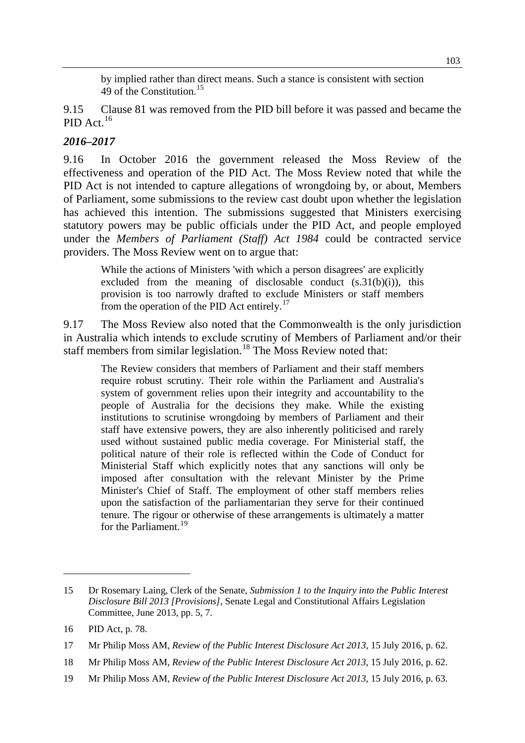> by implied rather than direct means. Such a stance is consistent with section 49 of the Constitution.[15]

9.15 Clause 81 was removed from the PID bill before it was passed and became the PID Act.[16]

### *2016–2017*

9.16 In October 2016 the government released the Moss Review of the effectiveness and operation of the PID Act. The Moss Review noted that while the PID Act is not intended to capture allegations of wrongdoing by, or about, Members of Parliament, some submissions to the review cast doubt upon whether the legislation has achieved this intention. The submissions suggested that Ministers exercising statutory powers may be public officials under the PID Act, and people employed under the *Members of Parliament (Staff) Act 1984* could be contracted service providers. The Moss Review went on to argue that:

> While the actions of Ministers 'with which a person disagrees' are explicitly excluded from the meaning of disclosable conduct (s.31(b)(i)), this provision is too narrowly drafted to exclude Ministers or staff members from the operation of the PID Act entirely.[17]

9.17 The Moss Review also noted that the Commonwealth is the only jurisdiction in Australia which intends to exclude scrutiny of Members of Parliament and/or their staff members from similar legislation.[18] The Moss Review noted that:

> The Review considers that members of Parliament and their staff members require robust scrutiny. Their role within the Parliament and Australia's system of government relies upon their integrity and accountability to the people of Australia for the decisions they make. While the existing institutions to scrutinise wrongdoing by members of Parliament and their staff have extensive powers, they are also inherently politicised and rarely used without sustained public media coverage. For Ministerial staff, the political nature of their role is reflected within the Code of Conduct for Ministerial Staff which explicitly notes that any sanctions will only be imposed after consultation with the relevant Minister by the Prime Minister's Chief of Staff. The employment of other staff members relies upon the satisfaction of the parliamentarian they serve for their continued tenure. The rigour or otherwise of these arrangements is ultimately a matter for the Parliament.[19]

---

15 Dr Rosemary Laing, Clerk of the Senate, *Submission 1 to the Inquiry into the Public Interest Disclosure Bill 2013 [Provisions]*, Senate Legal and Constitutional Affairs Legislation Committee, June 2013, pp. 5, 7.

16 PID Act, p. 78.

17 Mr Philip Moss AM, *Review of the Public Interest Disclosure Act 2013*, 15 July 2016, p. 62.

18 Mr Philip Moss AM, *Review of the Public Interest Disclosure Act 2013*, 15 July 2016, p. 62.

19 Mr Philip Moss AM, *Review of the Public Interest Disclosure Act 2013*, 15 July 2016, p. 63.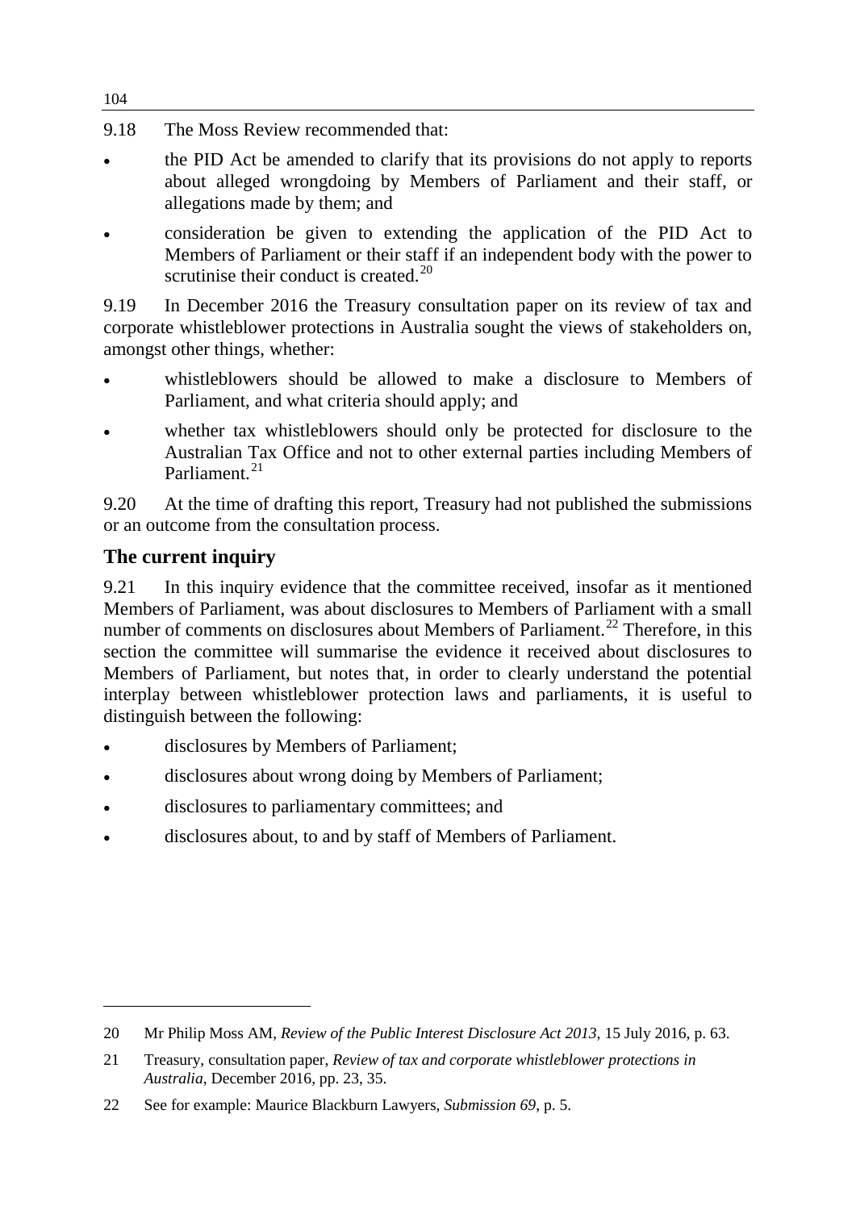9.18 The Moss Review recommended that:

- the PID Act be amended to clarify that its provisions do not apply to reports about alleged wrongdoing by Members of Parliament and their staff, or allegations made by them; and
- consideration be given to extending the application of the PID Act to Members of Parliament or their staff if an independent body with the power to scrutinise their conduct is created.[20]

9.19 In December 2016 the Treasury consultation paper on its review of tax and corporate whistleblower protections in Australia sought the views of stakeholders on, amongst other things, whether:

- whistleblowers should be allowed to make a disclosure to Members of Parliament, and what criteria should apply; and
- whether tax whistleblowers should only be protected for disclosure to the Australian Tax Office and not to other external parties including Members of Parliament.[21]

9.20 At the time of drafting this report, Treasury had not published the submissions or an outcome from the consultation process.

## The current inquiry

9.21 In this inquiry evidence that the committee received, insofar as it mentioned Members of Parliament, was about disclosures to Members of Parliament with a small number of comments on disclosures about Members of Parliament.[22] Therefore, in this section the committee will summarise the evidence it received about disclosures to Members of Parliament, but notes that, in order to clearly understand the potential interplay between whistleblower protection laws and parliaments, it is useful to distinguish between the following:

- disclosures by Members of Parliament;
- disclosures about wrong doing by Members of Parliament;
- disclosures to parliamentary committees; and
- disclosures about, to and by staff of Members of Parliament.

---

20 Mr Philip Moss AM, *Review of the Public Interest Disclosure Act 2013*, 15 July 2016, p. 63.

21 Treasury, consultation paper, *Review of tax and corporate whistleblower protections in Australia*, December 2016, pp. 23, 35.

22 See for example: Maurice Blackburn Lawyers, *Submission 69*, p. 5.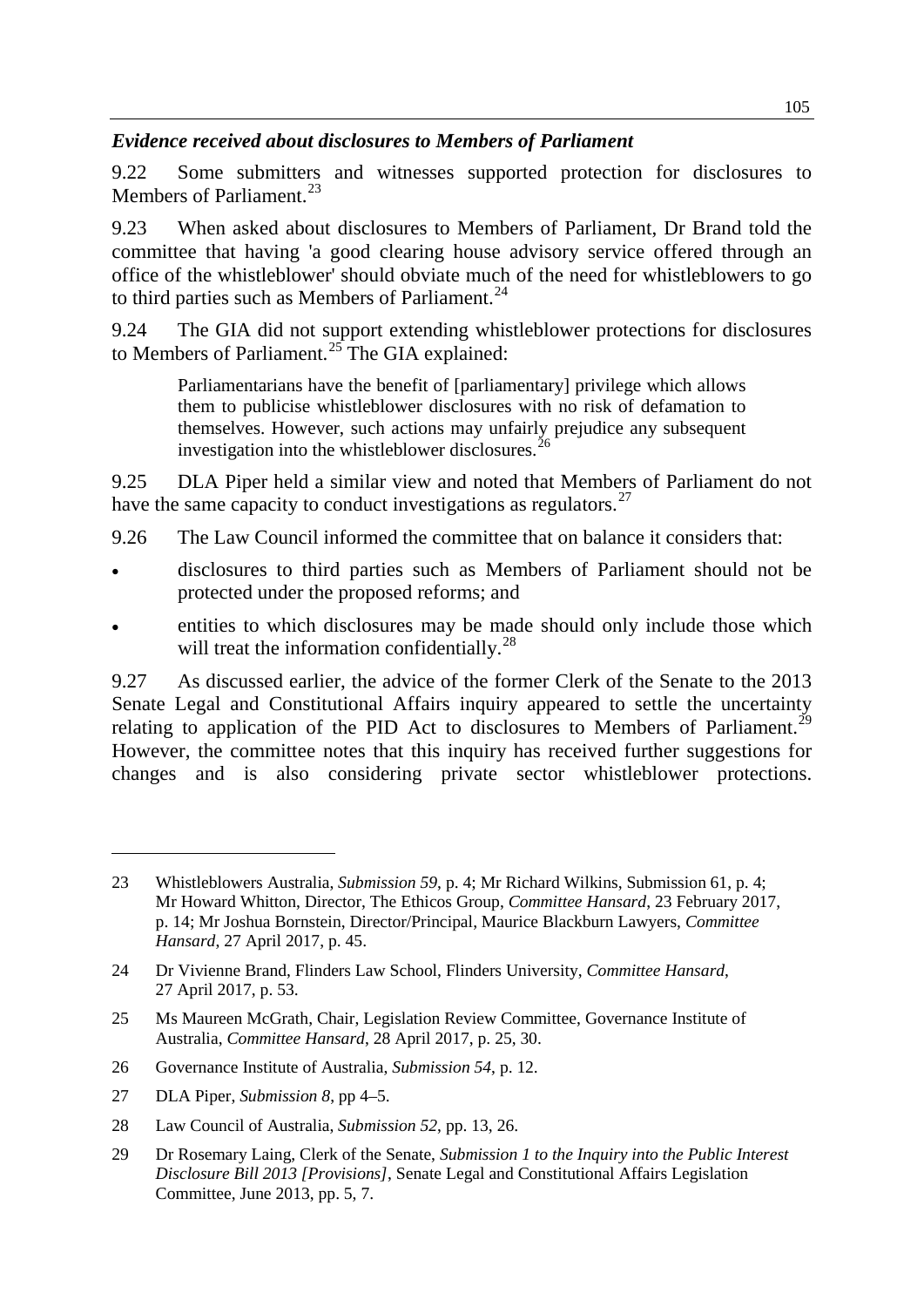### *Evidence received about disclosures to Members of Parliament*

9.22 Some submitters and witnesses supported protection for disclosures to Members of Parliament.[23]

9.23 When asked about disclosures to Members of Parliament, Dr Brand told the committee that having 'a good clearing house advisory service offered through an office of the whistleblower' should obviate much of the need for whistleblowers to go to third parties such as Members of Parliament.[24]

9.24 The GIA did not support extending whistleblower protections for disclosures to Members of Parliament.[25] The GIA explained:

> Parliamentarians have the benefit of [parliamentary] privilege which allows them to publicise whistleblower disclosures with no risk of defamation to themselves. However, such actions may unfairly prejudice any subsequent investigation into the whistleblower disclosures.[26]

9.25 DLA Piper held a similar view and noted that Members of Parliament do not have the same capacity to conduct investigations as regulators.[27]

9.26 The Law Council informed the committee that on balance it considers that:

- disclosures to third parties such as Members of Parliament should not be protected under the proposed reforms; and
- entities to which disclosures may be made should only include those which will treat the information confidentially.[28]

9.27 As discussed earlier, the advice of the former Clerk of the Senate to the 2013 Senate Legal and Constitutional Affairs inquiry appeared to settle the uncertainty relating to application of the PID Act to disclosures to Members of Parliament.[29] However, the committee notes that this inquiry has received further suggestions for changes and is also considering private sector whistleblower protections.

---

23 Whistleblowers Australia, *Submission 59*, p. 4; Mr Richard Wilkins, Submission 61, p. 4; Mr Howard Whitton, Director, The Ethicos Group, *Committee Hansard*, 23 February 2017, p. 14; Mr Joshua Bornstein, Director/Principal, Maurice Blackburn Lawyers, *Committee Hansard*, 27 April 2017, p. 45.

24 Dr Vivienne Brand, Flinders Law School, Flinders University, *Committee Hansard*, 27 April 2017, p. 53.

25 Ms Maureen McGrath, Chair, Legislation Review Committee, Governance Institute of Australia, *Committee Hansard*, 28 April 2017, p. 25, 30.

26 Governance Institute of Australia, *Submission 54*, p. 12.

27 DLA Piper, *Submission 8*, pp 4–5.

28 Law Council of Australia, *Submission 52*, pp. 13, 26.

29 Dr Rosemary Laing, Clerk of the Senate, *Submission 1 to the Inquiry into the Public Interest Disclosure Bill 2013 [Provisions]*, Senate Legal and Constitutional Affairs Legislation Committee, June 2013, pp. 5, 7.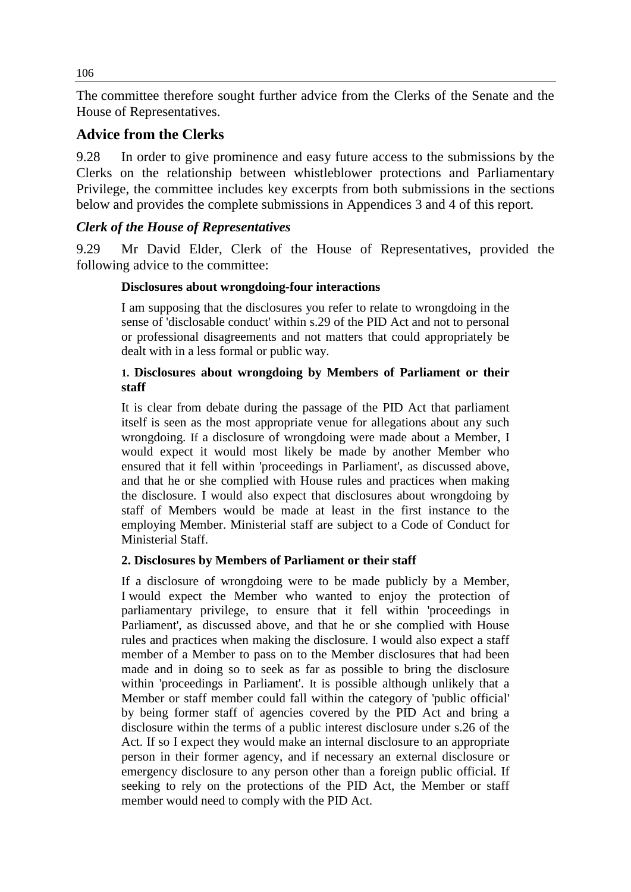The committee therefore sought further advice from the Clerks of the Senate and the House of Representatives.

## Advice from the Clerks

9.28 In order to give prominence and easy future access to the submissions by the Clerks on the relationship between whistleblower protections and Parliamentary Privilege, the committee includes key excerpts from both submissions in the sections below and provides the complete submissions in Appendices 3 and 4 of this report.

### *Clerk of the House of Representatives*

9.29 Mr David Elder, Clerk of the House of Representatives, provided the following advice to the committee:

> **Disclosures about wrongdoing-four interactions**
>
> I am supposing that the disclosures you refer to relate to wrongdoing in the sense of 'disclosable conduct' within s.29 of the PID Act and not to personal or professional disagreements and not matters that could appropriately be dealt with in a less formal or public way.
>
> **1. Disclosures about wrongdoing by Members of Parliament or their staff**
>
> It is clear from debate during the passage of the PID Act that parliament itself is seen as the most appropriate venue for allegations about any such wrongdoing. If a disclosure of wrongdoing were made about a Member, I would expect it would most likely be made by another Member who ensured that it fell within 'proceedings in Parliament', as discussed above, and that he or she complied with House rules and practices when making the disclosure. I would also expect that disclosures about wrongdoing by staff of Members would be made at least in the first instance to the employing Member. Ministerial staff are subject to a Code of Conduct for Ministerial Staff.
>
> **2. Disclosures by Members of Parliament or their staff**
>
> If a disclosure of wrongdoing were to be made publicly by a Member, I would expect the Member who wanted to enjoy the protection of parliamentary privilege, to ensure that it fell within 'proceedings in Parliament', as discussed above, and that he or she complied with House rules and practices when making the disclosure. I would also expect a staff member of a Member to pass on to the Member disclosures that had been made and in doing so to seek as far as possible to bring the disclosure within 'proceedings in Parliament'. It is possible although unlikely that a Member or staff member could fall within the category of 'public official' by being former staff of agencies covered by the PID Act and bring a disclosure within the terms of a public interest disclosure under s.26 of the Act. If so I expect they would make an internal disclosure to an appropriate person in their former agency, and if necessary an external disclosure or emergency disclosure to any person other than a foreign public official. If seeking to rely on the protections of the PID Act, the Member or staff member would need to comply with the PID Act.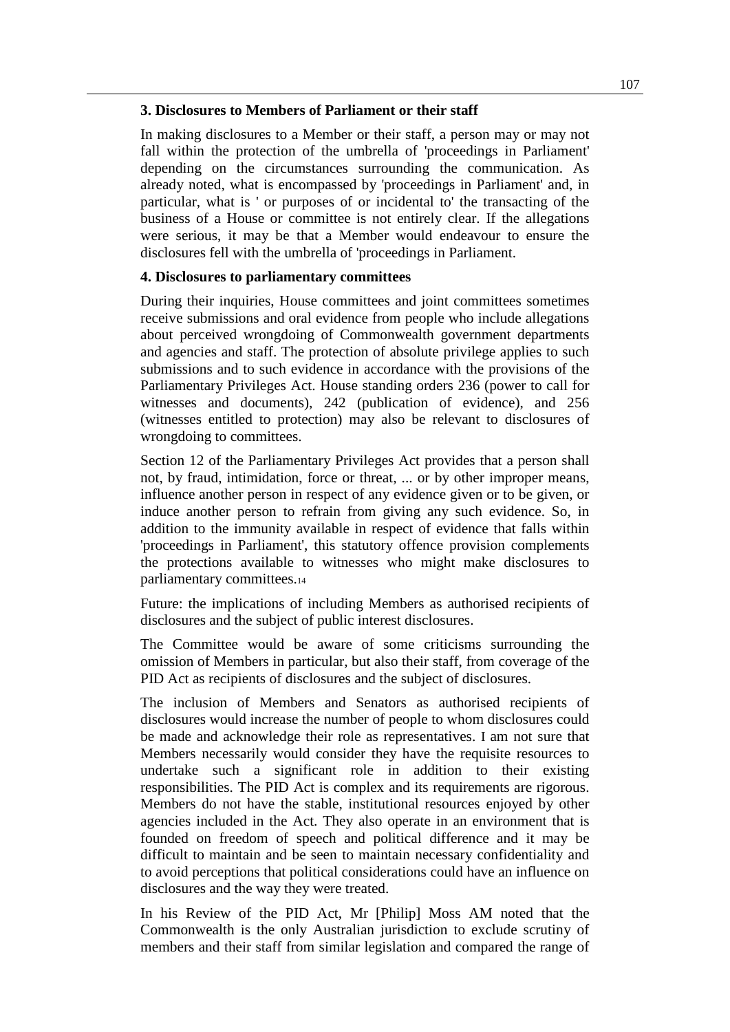**3. Disclosures to Members of Parliament or their staff**

In making disclosures to a Member or their staff, a person may or may not fall within the protection of the umbrella of 'proceedings in Parliament' depending on the circumstances surrounding the communication. As already noted, what is encompassed by 'proceedings in Parliament' and, in particular, what is ' or purposes of or incidental to' the transacting of the business of a House or committee is not entirely clear. If the allegations were serious, it may be that a Member would endeavour to ensure the disclosures fell with the umbrella of 'proceedings in Parliament.

**4. Disclosures to parliamentary committees**

During their inquiries, House committees and joint committees sometimes receive submissions and oral evidence from people who include allegations about perceived wrongdoing of Commonwealth government departments and agencies and staff. The protection of absolute privilege applies to such submissions and to such evidence in accordance with the provisions of the Parliamentary Privileges Act. House standing orders 236 (power to call for witnesses and documents), 242 (publication of evidence), and 256 (witnesses entitled to protection) may also be relevant to disclosures of wrongdoing to committees.

Section 12 of the Parliamentary Privileges Act provides that a person shall not, by fraud, intimidation, force or threat, ... or by other improper means, influence another person in respect of any evidence given or to be given, or induce another person to refrain from giving any such evidence. So, in addition to the immunity available in respect of evidence that falls within 'proceedings in Parliament', this statutory offence provision complements the protections available to witnesses who might make disclosures to parliamentary committees.[14]

Future: the implications of including Members as authorised recipients of disclosures and the subject of public interest disclosures.

The Committee would be aware of some criticisms surrounding the omission of Members in particular, but also their staff, from coverage of the PID Act as recipients of disclosures and the subject of disclosures.

The inclusion of Members and Senators as authorised recipients of disclosures would increase the number of people to whom disclosures could be made and acknowledge their role as representatives. I am not sure that Members necessarily would consider they have the requisite resources to undertake such a significant role in addition to their existing responsibilities. The PID Act is complex and its requirements are rigorous. Members do not have the stable, institutional resources enjoyed by other agencies included in the Act. They also operate in an environment that is founded on freedom of speech and political difference and it may be difficult to maintain and be seen to maintain necessary confidentiality and to avoid perceptions that political considerations could have an influence on disclosures and the way they were treated.

In his Review of the PID Act, Mr [Philip] Moss AM noted that the Commonwealth is the only Australian jurisdiction to exclude scrutiny of members and their staff from similar legislation and compared the range of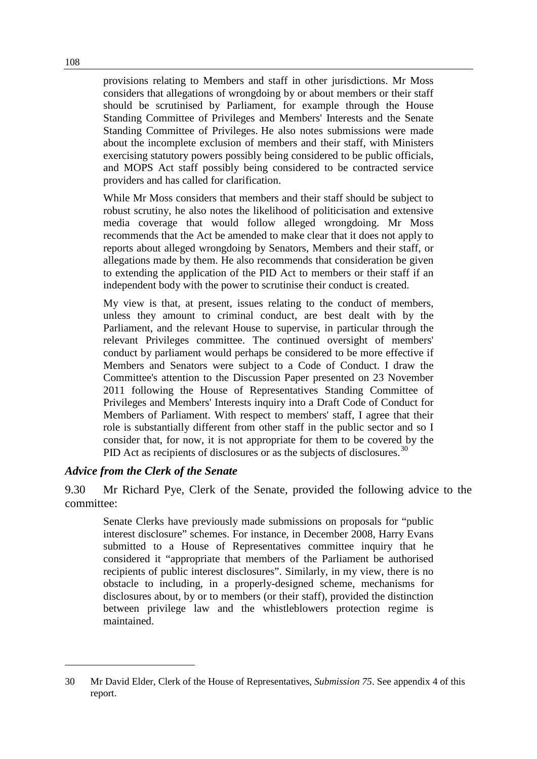> provisions relating to Members and staff in other jurisdictions. Mr Moss considers that allegations of wrongdoing by or about members or their staff should be scrutinised by Parliament, for example through the House Standing Committee of Privileges and Members' Interests and the Senate Standing Committee of Privileges. He also notes submissions were made about the incomplete exclusion of members and their staff, with Ministers exercising statutory powers possibly being considered to be public officials, and MOPS Act staff possibly being considered to be contracted service providers and has called for clarification.
>
> While Mr Moss considers that members and their staff should be subject to robust scrutiny, he also notes the likelihood of politicisation and extensive media coverage that would follow alleged wrongdoing. Mr Moss recommends that the Act be amended to make clear that it does not apply to reports about alleged wrongdoing by Senators, Members and their staff, or allegations made by them. He also recommends that consideration be given to extending the application of the PID Act to members or their staff if an independent body with the power to scrutinise their conduct is created.
>
> My view is that, at present, issues relating to the conduct of members, unless they amount to criminal conduct, are best dealt with by the Parliament, and the relevant House to supervise, in particular through the relevant Privileges committee. The continued oversight of members' conduct by parliament would perhaps be considered to be more effective if Members and Senators were subject to a Code of Conduct. I draw the Committee's attention to the Discussion Paper presented on 23 November 2011 following the House of Representatives Standing Committee of Privileges and Members' Interests inquiry into a Draft Code of Conduct for Members of Parliament. With respect to members' staff, I agree that their role is substantially different from other staff in the public sector and so I consider that, for now, it is not appropriate for them to be covered by the PID Act as recipients of disclosures or as the subjects of disclosures.[30]

### *Advice from the Clerk of the Senate*

9.30 Mr Richard Pye, Clerk of the Senate, provided the following advice to the committee:

> Senate Clerks have previously made submissions on proposals for "public interest disclosure" schemes. For instance, in December 2008, Harry Evans submitted to a House of Representatives committee inquiry that he considered it "appropriate that members of the Parliament be authorised recipients of public interest disclosures". Similarly, in my view, there is no obstacle to including, in a properly-designed scheme, mechanisms for disclosures about, by or to members (or their staff), provided the distinction between privilege law and the whistleblowers protection regime is maintained.

---

30 Mr David Elder, Clerk of the House of Representatives, *Submission 75*. See appendix 4 of this report.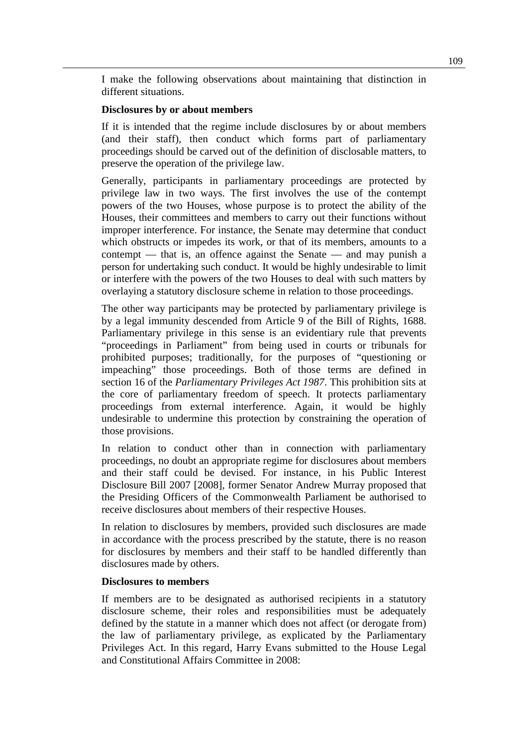I make the following observations about maintaining that distinction in different situations.

**Disclosures by or about members**

If it is intended that the regime include disclosures by or about members (and their staff), then conduct which forms part of parliamentary proceedings should be carved out of the definition of disclosable matters, to preserve the operation of the privilege law.

Generally, participants in parliamentary proceedings are protected by privilege law in two ways. The first involves the use of the contempt powers of the two Houses, whose purpose is to protect the ability of the Houses, their committees and members to carry out their functions without improper interference. For instance, the Senate may determine that conduct which obstructs or impedes its work, or that of its members, amounts to a contempt — that is, an offence against the Senate — and may punish a person for undertaking such conduct. It would be highly undesirable to limit or interfere with the powers of the two Houses to deal with such matters by overlaying a statutory disclosure scheme in relation to those proceedings.

The other way participants may be protected by parliamentary privilege is by a legal immunity descended from Article 9 of the Bill of Rights, 1688. Parliamentary privilege in this sense is an evidentiary rule that prevents "proceedings in Parliament" from being used in courts or tribunals for prohibited purposes; traditionally, for the purposes of "questioning or impeaching" those proceedings. Both of those terms are defined in section 16 of the *Parliamentary Privileges Act 1987*. This prohibition sits at the core of parliamentary freedom of speech. It protects parliamentary proceedings from external interference. Again, it would be highly undesirable to undermine this protection by constraining the operation of those provisions.

In relation to conduct other than in connection with parliamentary proceedings, no doubt an appropriate regime for disclosures about members and their staff could be devised. For instance, in his Public Interest Disclosure Bill 2007 [2008], former Senator Andrew Murray proposed that the Presiding Officers of the Commonwealth Parliament be authorised to receive disclosures about members of their respective Houses.

In relation to disclosures by members, provided such disclosures are made in accordance with the process prescribed by the statute, there is no reason for disclosures by members and their staff to be handled differently than disclosures made by others.

**Disclosures to members**

If members are to be designated as authorised recipients in a statutory disclosure scheme, their roles and responsibilities must be adequately defined by the statute in a manner which does not affect (or derogate from) the law of parliamentary privilege, as explicated by the Parliamentary Privileges Act. In this regard, Harry Evans submitted to the House Legal and Constitutional Affairs Committee in 2008: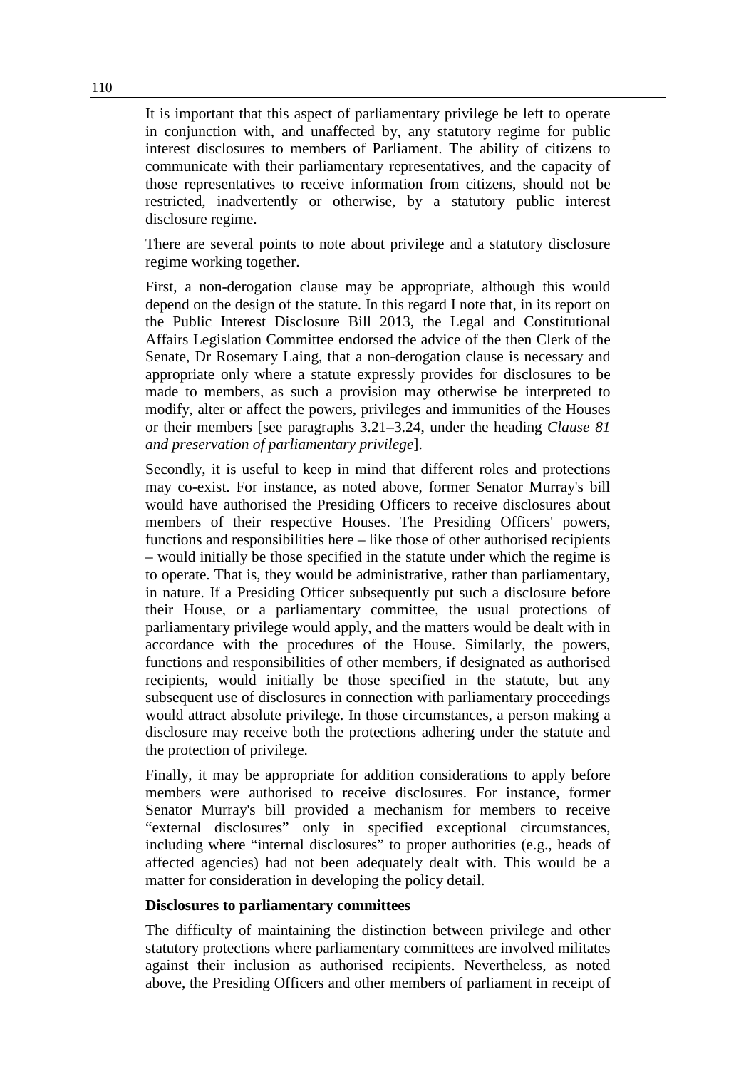It is important that this aspect of parliamentary privilege be left to operate in conjunction with, and unaffected by, any statutory regime for public interest disclosures to members of Parliament. The ability of citizens to communicate with their parliamentary representatives, and the capacity of those representatives to receive information from citizens, should not be restricted, inadvertently or otherwise, by a statutory public interest disclosure regime.

There are several points to note about privilege and a statutory disclosure regime working together.

First, a non-derogation clause may be appropriate, although this would depend on the design of the statute. In this regard I note that, in its report on the Public Interest Disclosure Bill 2013, the Legal and Constitutional Affairs Legislation Committee endorsed the advice of the then Clerk of the Senate, Dr Rosemary Laing, that a non-derogation clause is necessary and appropriate only where a statute expressly provides for disclosures to be made to members, as such a provision may otherwise be interpreted to modify, alter or affect the powers, privileges and immunities of the Houses or their members [see paragraphs 3.21–3.24, under the heading *Clause 81 and preservation of parliamentary privilege*].

Secondly, it is useful to keep in mind that different roles and protections may co-exist. For instance, as noted above, former Senator Murray's bill would have authorised the Presiding Officers to receive disclosures about members of their respective Houses. The Presiding Officers' powers, functions and responsibilities here – like those of other authorised recipients – would initially be those specified in the statute under which the regime is to operate. That is, they would be administrative, rather than parliamentary, in nature. If a Presiding Officer subsequently put such a disclosure before their House, or a parliamentary committee, the usual protections of parliamentary privilege would apply, and the matters would be dealt with in accordance with the procedures of the House. Similarly, the powers, functions and responsibilities of other members, if designated as authorised recipients, would initially be those specified in the statute, but any subsequent use of disclosures in connection with parliamentary proceedings would attract absolute privilege. In those circumstances, a person making a disclosure may receive both the protections adhering under the statute and the protection of privilege.

Finally, it may be appropriate for addition considerations to apply before members were authorised to receive disclosures. For instance, former Senator Murray's bill provided a mechanism for members to receive "external disclosures" only in specified exceptional circumstances, including where "internal disclosures" to proper authorities (e.g., heads of affected agencies) had not been adequately dealt with. This would be a matter for consideration in developing the policy detail.

**Disclosures to parliamentary committees**

The difficulty of maintaining the distinction between privilege and other statutory protections where parliamentary committees are involved militates against their inclusion as authorised recipients. Nevertheless, as noted above, the Presiding Officers and other members of parliament in receipt of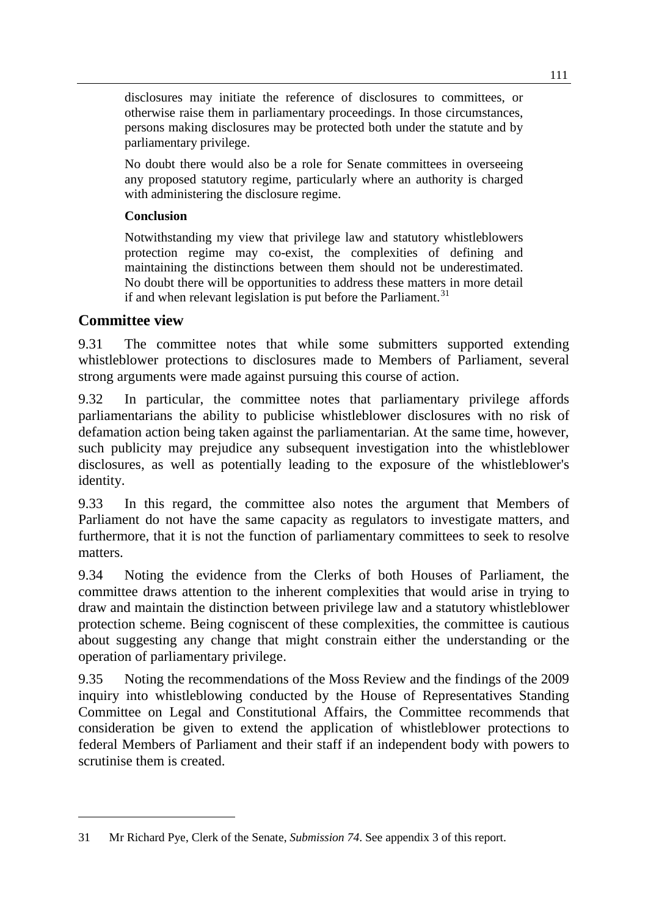> disclosures may initiate the reference of disclosures to committees, or otherwise raise them in parliamentary proceedings. In those circumstances, persons making disclosures may be protected both under the statute and by parliamentary privilege.
>
> No doubt there would also be a role for Senate committees in overseeing any proposed statutory regime, particularly where an authority is charged with administering the disclosure regime.
>
> **Conclusion**
>
> Notwithstanding my view that privilege law and statutory whistleblowers protection regime may co-exist, the complexities of defining and maintaining the distinctions between them should not be underestimated. No doubt there will be opportunities to address these matters in more detail if and when relevant legislation is put before the Parliament.[31]

## Committee view

9.31 The committee notes that while some submitters supported extending whistleblower protections to disclosures made to Members of Parliament, several strong arguments were made against pursuing this course of action.

9.32 In particular, the committee notes that parliamentary privilege affords parliamentarians the ability to publicise whistleblower disclosures with no risk of defamation action being taken against the parliamentarian. At the same time, however, such publicity may prejudice any subsequent investigation into the whistleblower disclosures, as well as potentially leading to the exposure of the whistleblower's identity.

9.33 In this regard, the committee also notes the argument that Members of Parliament do not have the same capacity as regulators to investigate matters, and furthermore, that it is not the function of parliamentary committees to seek to resolve matters.

9.34 Noting the evidence from the Clerks of both Houses of Parliament, the committee draws attention to the inherent complexities that would arise in trying to draw and maintain the distinction between privilege law and a statutory whistleblower protection scheme. Being cogniscent of these complexities, the committee is cautious about suggesting any change that might constrain either the understanding or the operation of parliamentary privilege.

9.35 Noting the recommendations of the Moss Review and the findings of the 2009 inquiry into whistleblowing conducted by the House of Representatives Standing Committee on Legal and Constitutional Affairs, the Committee recommends that consideration be given to extend the application of whistleblower protections to federal Members of Parliament and their staff if an independent body with powers to scrutinise them is created.

---

31 Mr Richard Pye, Clerk of the Senate, *Submission 74*. See appendix 3 of this report.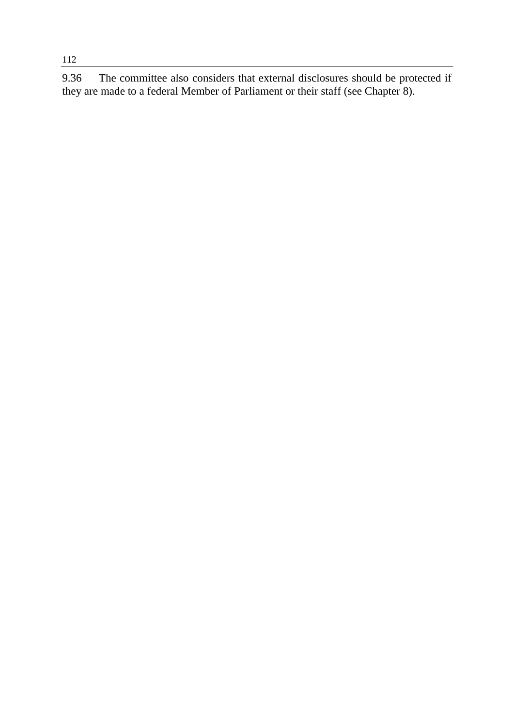9.36 The committee also considers that external disclosures should be protected if they are made to a federal Member of Parliament or their staff (see Chapter 8).